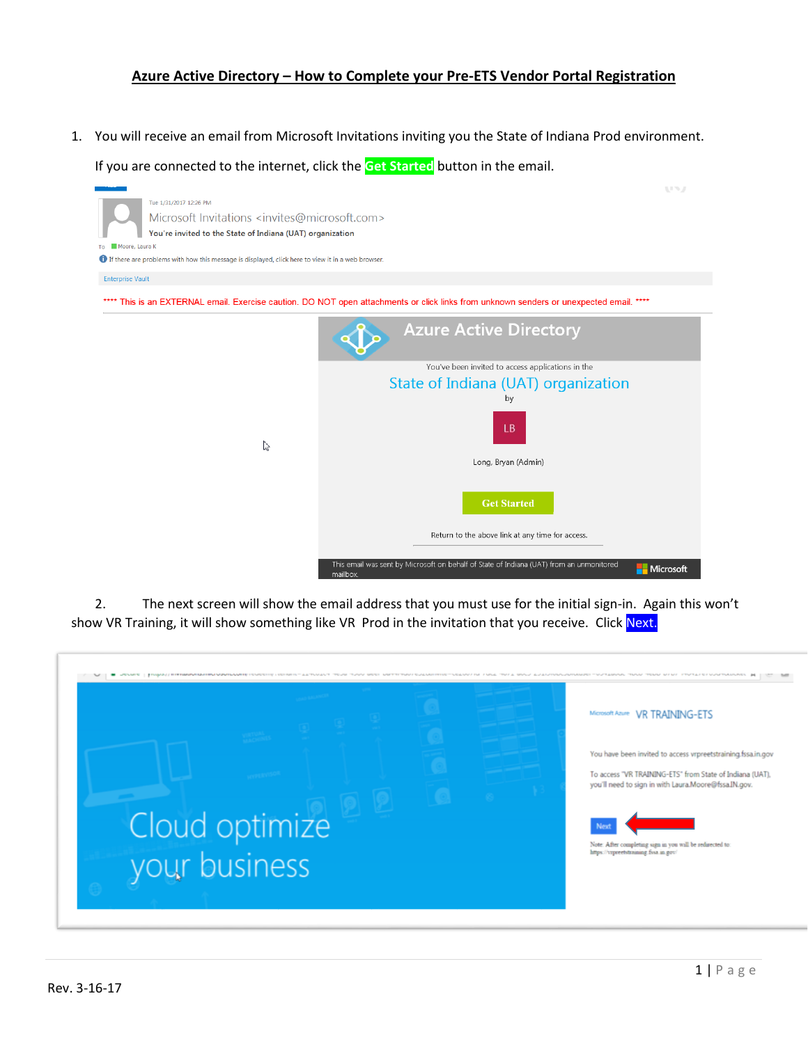# Azure Active Directory – How to Complete your Pre-ETS Vendor Portal Registration

1. You will receive an email from Microsoft Invitations inviting you the State of Indiana Prod environment.

   If you are connected to the internet, click the **Get Started** button in the email.

2. The next screen will show the email address that you must use for the initial sign-in. Again this won't show VR Training, it will show something like VR Prod in the invitation that you receive. Click **Next.**

Rev. 3-16-17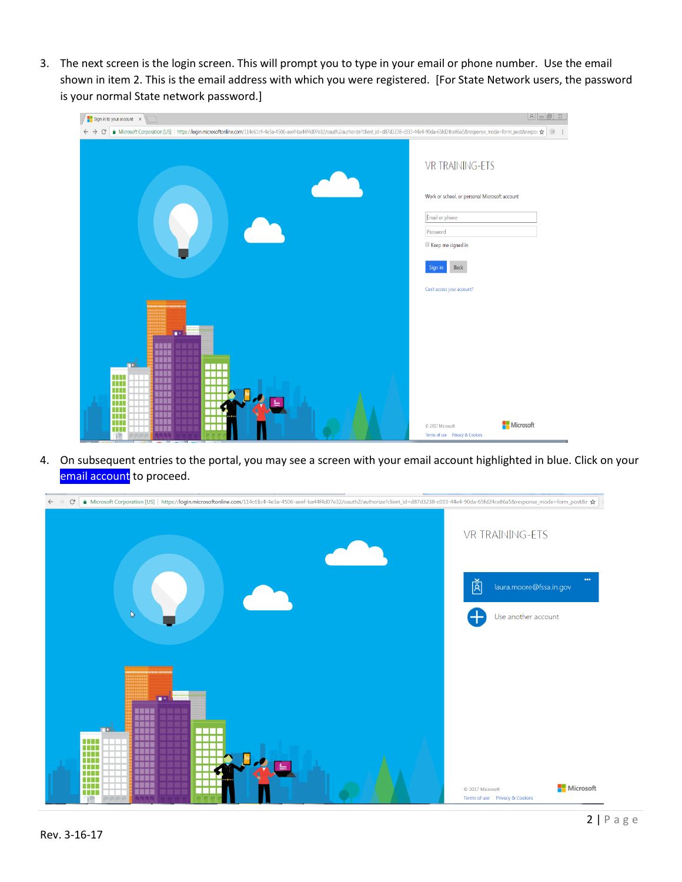3. The next screen is the login screen. This will prompt you to type in your email or phone number. Use the email shown in item 2. This is the email address with which you were registered. [For State Network users, the password is your normal State network password.]

4. On subsequent entries to the portal, you may see a screen with your email account highlighted in blue. Click on your email account to proceed.

Rev. 3-16-17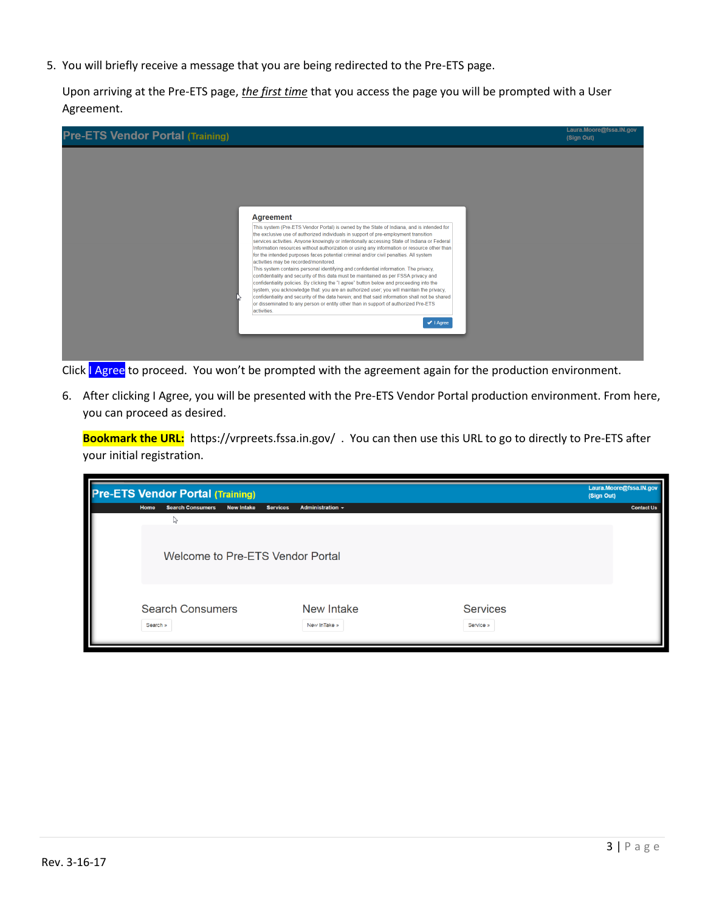5. You will briefly receive a message that you are being redirected to the Pre-ETS page.

   Upon arriving at the Pre-ETS page, *the first time* that you access the page you will be prompted with a User Agreement.

   Click I Agree to proceed. You won't be prompted with the agreement again for the production environment.

6. After clicking I Agree, you will be presented with the Pre-ETS Vendor Portal production environment. From here, you can proceed as desired.

   **Bookmark the URL:** https://vrpreets.fssa.in.gov/ . You can then use this URL to go to directly to Pre-ETS after your initial registration.

Rev. 3-16-17